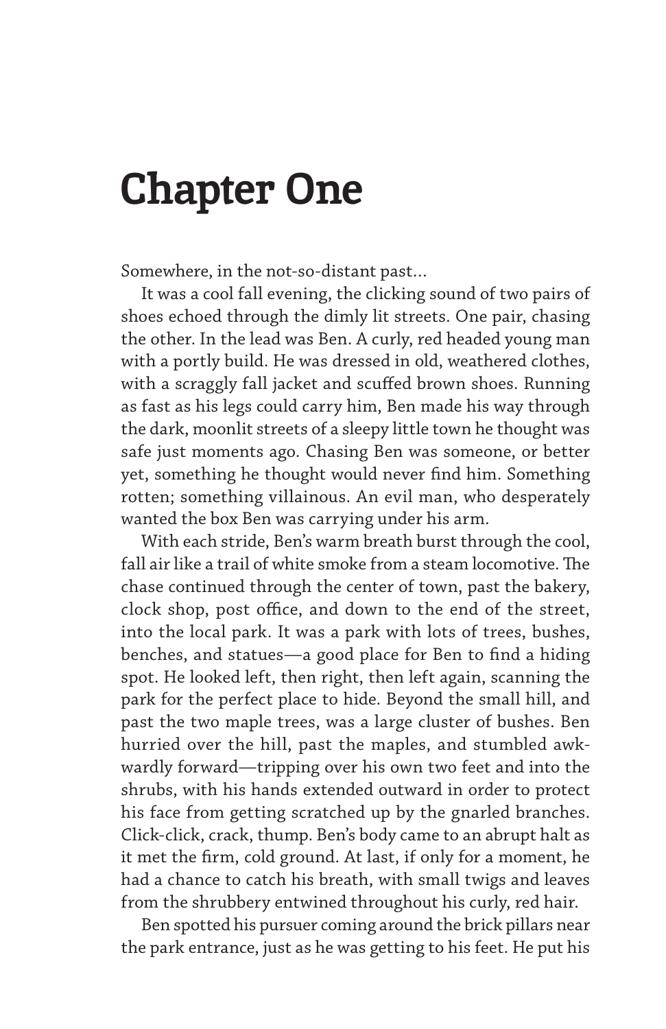# Chapter One

Somewhere, in the not-so-distant past...

It was a cool fall evening, the clicking sound of two pairs of shoes echoed through the dimly lit streets. One pair, chasing the other. In the lead was Ben. A curly, red headed young man with a portly build. He was dressed in old, weathered clothes, with a scraggly fall jacket and scuffed brown shoes. Running as fast as his legs could carry him, Ben made his way through the dark, moonlit streets of a sleepy little town he thought was safe just moments ago. Chasing Ben was someone, or better yet, something he thought would never find him. Something rotten; something villainous. An evil man, who desperately wanted the box Ben was carrying under his arm.

With each stride, Ben's warm breath burst through the cool, fall air like a trail of white smoke from a steam locomotive. The chase continued through the center of town, past the bakery, clock shop, post office, and down to the end of the street, into the local park. It was a park with lots of trees, bushes, benches, and statues—a good place for Ben to find a hiding spot. He looked left, then right, then left again, scanning the park for the perfect place to hide. Beyond the small hill, and past the two maple trees, was a large cluster of bushes. Ben hurried over the hill, past the maples, and stumbled awkwardly forward—tripping over his own two feet and into the shrubs, with his hands extended outward in order to protect his face from getting scratched up by the gnarled branches. Click-click, crack, thump. Ben's body came to an abrupt halt as it met the firm, cold ground. At last, if only for a moment, he had a chance to catch his breath, with small twigs and leaves from the shrubbery entwined throughout his curly, red hair.

Ben spotted his pursuer coming around the brick pillars near the park entrance, just as he was getting to his feet. He put his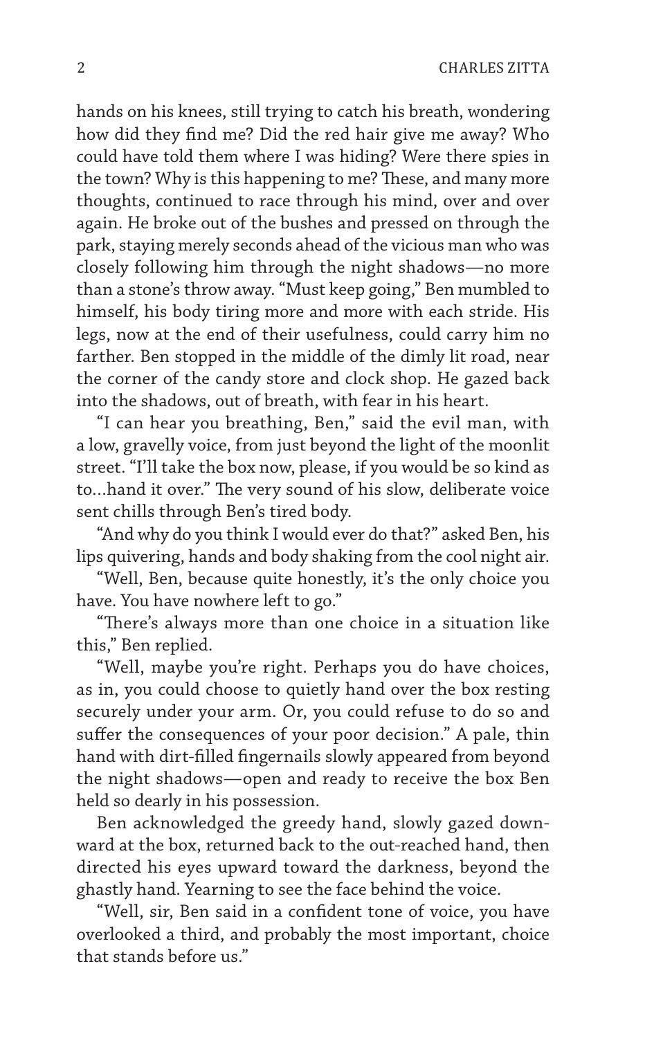hands on his knees, still trying to catch his breath, wondering how did they find me? Did the red hair give me away? Who could have told them where I was hiding? Were there spies in the town? Why is this happening to me? These, and many more thoughts, continued to race through his mind, over and over again. He broke out of the bushes and pressed on through the park, staying merely seconds ahead of the vicious man who was closely following him through the night shadows—no more than a stone's throw away. "Must keep going," Ben mumbled to himself, his body tiring more and more with each stride. His legs, now at the end of their usefulness, could carry him no farther. Ben stopped in the middle of the dimly lit road, near the corner of the candy store and clock shop. He gazed back into the shadows, out of breath, with fear in his heart.

"I can hear you breathing, Ben," said the evil man, with a low, gravelly voice, from just beyond the light of the moonlit street. "I'll take the box now, please, if you would be so kind as to...hand it over." The very sound of his slow, deliberate voice sent chills through Ben's tired body.

"And why do you think I would ever do that?" asked Ben, his lips quivering, hands and body shaking from the cool night air.

"Well, Ben, because quite honestly, it's the only choice you have. You have nowhere left to go."

"There's always more than one choice in a situation like this," Ben replied.

"Well, maybe you're right. Perhaps you do have choices, as in, you could choose to quietly hand over the box resting securely under your arm. Or, you could refuse to do so and suffer the consequences of your poor decision." A pale, thin hand with dirt-filled fingernails slowly appeared from beyond the night shadows—open and ready to receive the box Ben held so dearly in his possession.

Ben acknowledged the greedy hand, slowly gazed downward at the box, returned back to the out-reached hand, then directed his eyes upward toward the darkness, beyond the ghastly hand. Yearning to see the face behind the voice.

"Well, sir, Ben said in a confident tone of voice, you have overlooked a third, and probably the most important, choice that stands before us."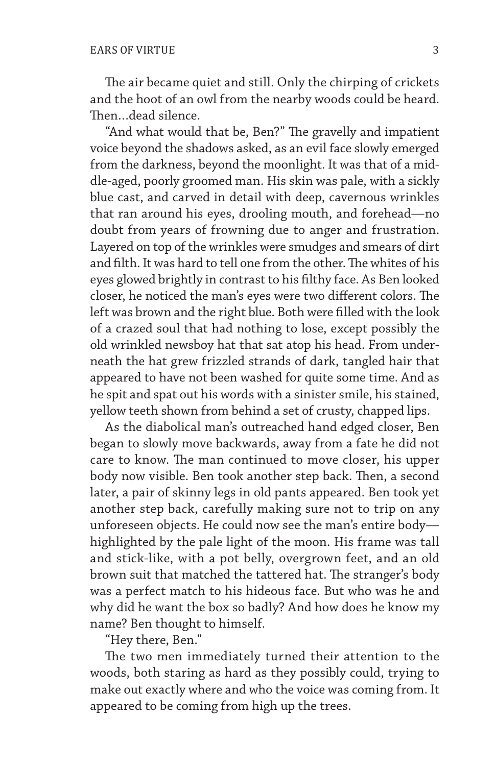The air became quiet and still. Only the chirping of crickets and the hoot of an owl from the nearby woods could be heard. Then…dead silence.

"And what would that be, Ben?" The gravelly and impatient voice beyond the shadows asked, as an evil face slowly emerged from the darkness, beyond the moonlight. It was that of a middle-aged, poorly groomed man. His skin was pale, with a sickly blue cast, and carved in detail with deep, cavernous wrinkles that ran around his eyes, drooling mouth, and forehead—no doubt from years of frowning due to anger and frustration. Layered on top of the wrinkles were smudges and smears of dirt and filth. It was hard to tell one from the other. The whites of his eyes glowed brightly in contrast to his filthy face. As Ben looked closer, he noticed the man's eyes were two different colors. The left was brown and the right blue. Both were filled with the look of a crazed soul that had nothing to lose, except possibly the old wrinkled newsboy hat that sat atop his head. From underneath the hat grew frizzled strands of dark, tangled hair that appeared to have not been washed for quite some time. And as he spit and spat out his words with a sinister smile, his stained, yellow teeth shown from behind a set of crusty, chapped lips.

As the diabolical man's outreached hand edged closer, Ben began to slowly move backwards, away from a fate he did not care to know. The man continued to move closer, his upper body now visible. Ben took another step back. Then, a second later, a pair of skinny legs in old pants appeared. Ben took yet another step back, carefully making sure not to trip on any unforeseen objects. He could now see the man's entire body—highlighted by the pale light of the moon. His frame was tall and stick-like, with a pot belly, overgrown feet, and an old brown suit that matched the tattered hat. The stranger's body was a perfect match to his hideous face. But who was he and why did he want the box so badly? And how does he know my name? Ben thought to himself.

"Hey there, Ben."

The two men immediately turned their attention to the woods, both staring as hard as they possibly could, trying to make out exactly where and who the voice was coming from. It appeared to be coming from high up the trees.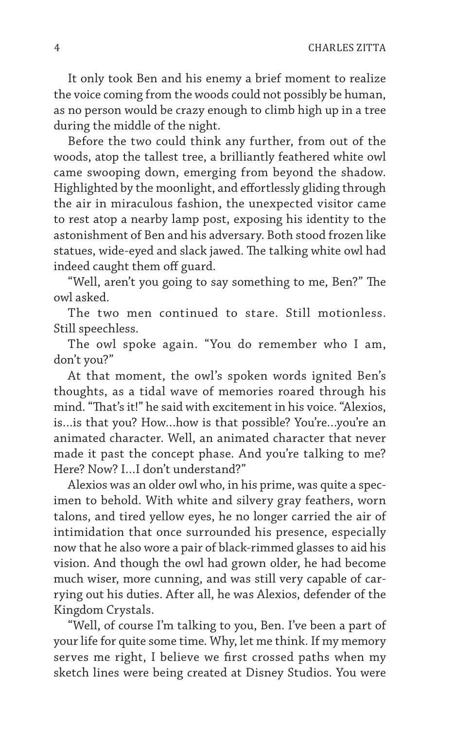It only took Ben and his enemy a brief moment to realize the voice coming from the woods could not possibly be human, as no person would be crazy enough to climb high up in a tree during the middle of the night.

Before the two could think any further, from out of the woods, atop the tallest tree, a brilliantly feathered white owl came swooping down, emerging from beyond the shadow. Highlighted by the moonlight, and effortlessly gliding through the air in miraculous fashion, the unexpected visitor came to rest atop a nearby lamp post, exposing his identity to the astonishment of Ben and his adversary. Both stood frozen like statues, wide-eyed and slack jawed. The talking white owl had indeed caught them off guard.

"Well, aren't you going to say something to me, Ben?" The owl asked.

The two men continued to stare. Still motionless. Still speechless.

The owl spoke again. "You do remember who I am, don't you?"

At that moment, the owl's spoken words ignited Ben's thoughts, as a tidal wave of memories roared through his mind. "That's it!" he said with excitement in his voice. "Alexios, is…is that you? How…how is that possible? You're…you're an animated character. Well, an animated character that never made it past the concept phase. And you're talking to me? Here? Now? I…I don't understand?"

Alexios was an older owl who, in his prime, was quite a specimen to behold. With white and silvery gray feathers, worn talons, and tired yellow eyes, he no longer carried the air of intimidation that once surrounded his presence, especially now that he also wore a pair of black-rimmed glasses to aid his vision. And though the owl had grown older, he had become much wiser, more cunning, and was still very capable of carrying out his duties. After all, he was Alexios, defender of the Kingdom Crystals.

"Well, of course I'm talking to you, Ben. I've been a part of your life for quite some time. Why, let me think. If my memory serves me right, I believe we first crossed paths when my sketch lines were being created at Disney Studios. You were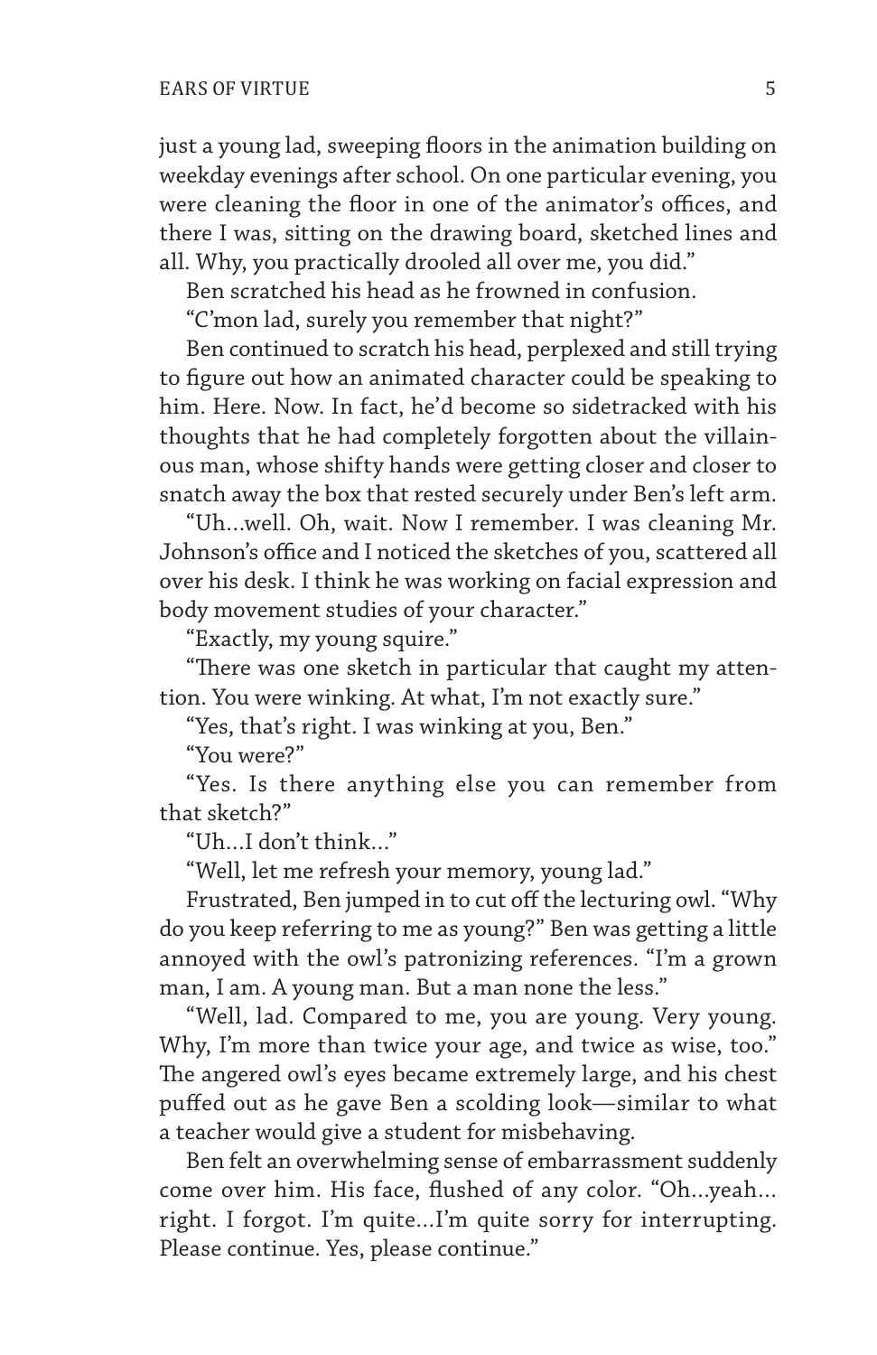just a young lad, sweeping floors in the animation building on weekday evenings after school. On one particular evening, you were cleaning the floor in one of the animator's offices, and there I was, sitting on the drawing board, sketched lines and all. Why, you practically drooled all over me, you did."

Ben scratched his head as he frowned in confusion.

"C'mon lad, surely you remember that night?"

Ben continued to scratch his head, perplexed and still trying to figure out how an animated character could be speaking to him. Here. Now. In fact, he'd become so sidetracked with his thoughts that he had completely forgotten about the villainous man, whose shifty hands were getting closer and closer to snatch away the box that rested securely under Ben's left arm.

"Uh...well. Oh, wait. Now I remember. I was cleaning Mr. Johnson's office and I noticed the sketches of you, scattered all over his desk. I think he was working on facial expression and body movement studies of your character."

"Exactly, my young squire."

"There was one sketch in particular that caught my attention. You were winking. At what, I'm not exactly sure."

"Yes, that's right. I was winking at you, Ben."

"You were?"

"Yes. Is there anything else you can remember from that sketch?"

"Uh...I don't think..."

"Well, let me refresh your memory, young lad."

Frustrated, Ben jumped in to cut off the lecturing owl. "Why do you keep referring to me as young?" Ben was getting a little annoyed with the owl's patronizing references. "I'm a grown man, I am. A young man. But a man none the less."

"Well, lad. Compared to me, you are young. Very young. Why, I'm more than twice your age, and twice as wise, too." The angered owl's eyes became extremely large, and his chest puffed out as he gave Ben a scolding look—similar to what a teacher would give a student for misbehaving.

Ben felt an overwhelming sense of embarrassment suddenly come over him. His face, flushed of any color. "Oh...yeah... right. I forgot. I'm quite...I'm quite sorry for interrupting. Please continue. Yes, please continue."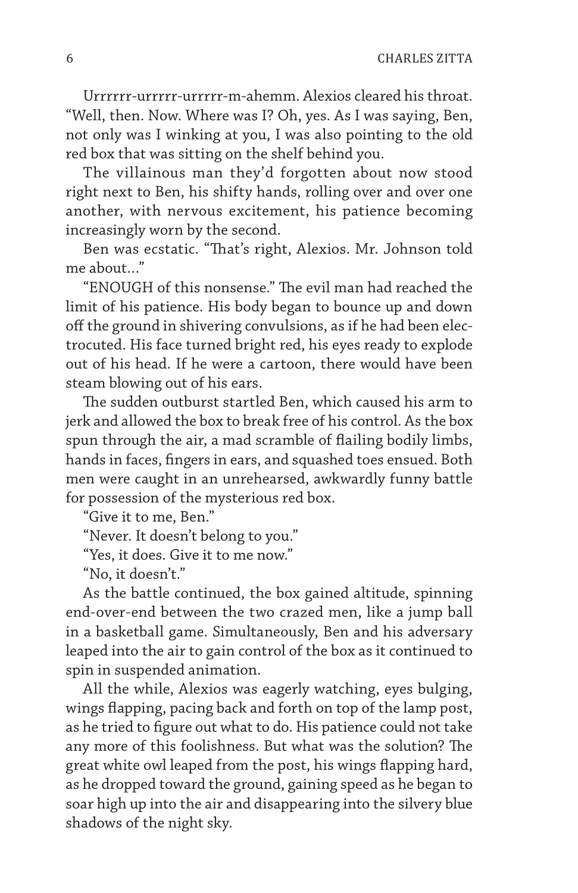Urrrrrr-urrrrr-urrrrr-m-ahemm. Alexios cleared his throat. "Well, then. Now. Where was I? Oh, yes. As I was saying, Ben, not only was I winking at you, I was also pointing to the old red box that was sitting on the shelf behind you.

The villainous man they'd forgotten about now stood right next to Ben, his shifty hands, rolling over and over one another, with nervous excitement, his patience becoming increasingly worn by the second.

Ben was ecstatic. "That's right, Alexios. Mr. Johnson told me about..."

"ENOUGH of this nonsense." The evil man had reached the limit of his patience. His body began to bounce up and down off the ground in shivering convulsions, as if he had been electrocuted. His face turned bright red, his eyes ready to explode out of his head. If he were a cartoon, there would have been steam blowing out of his ears.

The sudden outburst startled Ben, which caused his arm to jerk and allowed the box to break free of his control. As the box spun through the air, a mad scramble of flailing bodily limbs, hands in faces, fingers in ears, and squashed toes ensued. Both men were caught in an unrehearsed, awkwardly funny battle for possession of the mysterious red box.

"Give it to me, Ben."

"Never. It doesn't belong to you."

"Yes, it does. Give it to me now."

"No, it doesn't."

As the battle continued, the box gained altitude, spinning end-over-end between the two crazed men, like a jump ball in a basketball game. Simultaneously, Ben and his adversary leaped into the air to gain control of the box as it continued to spin in suspended animation.

All the while, Alexios was eagerly watching, eyes bulging, wings flapping, pacing back and forth on top of the lamp post, as he tried to figure out what to do. His patience could not take any more of this foolishness. But what was the solution? The great white owl leaped from the post, his wings flapping hard, as he dropped toward the ground, gaining speed as he began to soar high up into the air and disappearing into the silvery blue shadows of the night sky.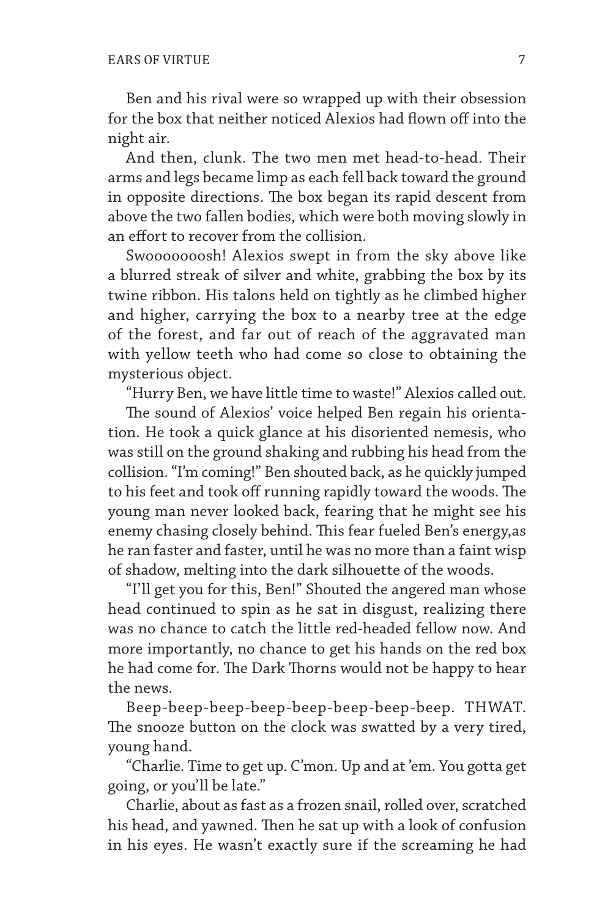Ben and his rival were so wrapped up with their obsession for the box that neither noticed Alexios had flown off into the night air.

And then, clunk. The two men met head-to-head. Their arms and legs became limp as each fell back toward the ground in opposite directions. The box began its rapid descent from above the two fallen bodies, which were both moving slowly in an effort to recover from the collision.

Swooooooosh! Alexios swept in from the sky above like a blurred streak of silver and white, grabbing the box by its twine ribbon. His talons held on tightly as he climbed higher and higher, carrying the box to a nearby tree at the edge of the forest, and far out of reach of the aggravated man with yellow teeth who had come so close to obtaining the mysterious object.

"Hurry Ben, we have little time to waste!" Alexios called out.

The sound of Alexios' voice helped Ben regain his orientation. He took a quick glance at his disoriented nemesis, who was still on the ground shaking and rubbing his head from the collision. "I'm coming!" Ben shouted back, as he quickly jumped to his feet and took off running rapidly toward the woods. The young man never looked back, fearing that he might see his enemy chasing closely behind. This fear fueled Ben's energy,as he ran faster and faster, until he was no more than a faint wisp of shadow, melting into the dark silhouette of the woods.

"I'll get you for this, Ben!" Shouted the angered man whose head continued to spin as he sat in disgust, realizing there was no chance to catch the little red-headed fellow now. And more importantly, no chance to get his hands on the red box he had come for. The Dark Thorns would not be happy to hear the news.

Beep-beep-beep-beep-beep-beep-beep-beep. THWAT. The snooze button on the clock was swatted by a very tired, young hand.

"Charlie. Time to get up. C'mon. Up and at 'em. You gotta get going, or you'll be late."

Charlie, about as fast as a frozen snail, rolled over, scratched his head, and yawned. Then he sat up with a look of confusion in his eyes. He wasn't exactly sure if the screaming he had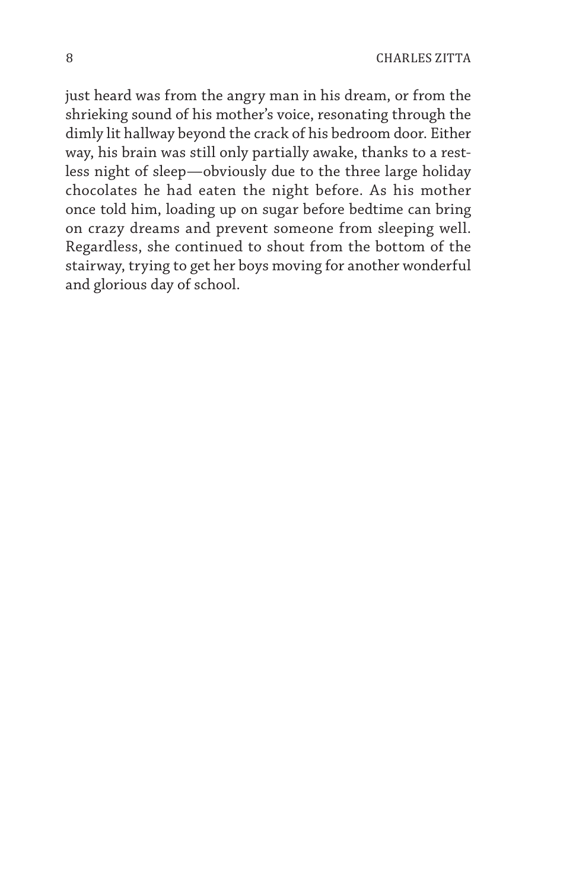just heard was from the angry man in his dream, or from the shrieking sound of his mother's voice, resonating through the dimly lit hallway beyond the crack of his bedroom door. Either way, his brain was still only partially awake, thanks to a restless night of sleep—obviously due to the three large holiday chocolates he had eaten the night before. As his mother once told him, loading up on sugar before bedtime can bring on crazy dreams and prevent someone from sleeping well. Regardless, she continued to shout from the bottom of the stairway, trying to get her boys moving for another wonderful and glorious day of school.